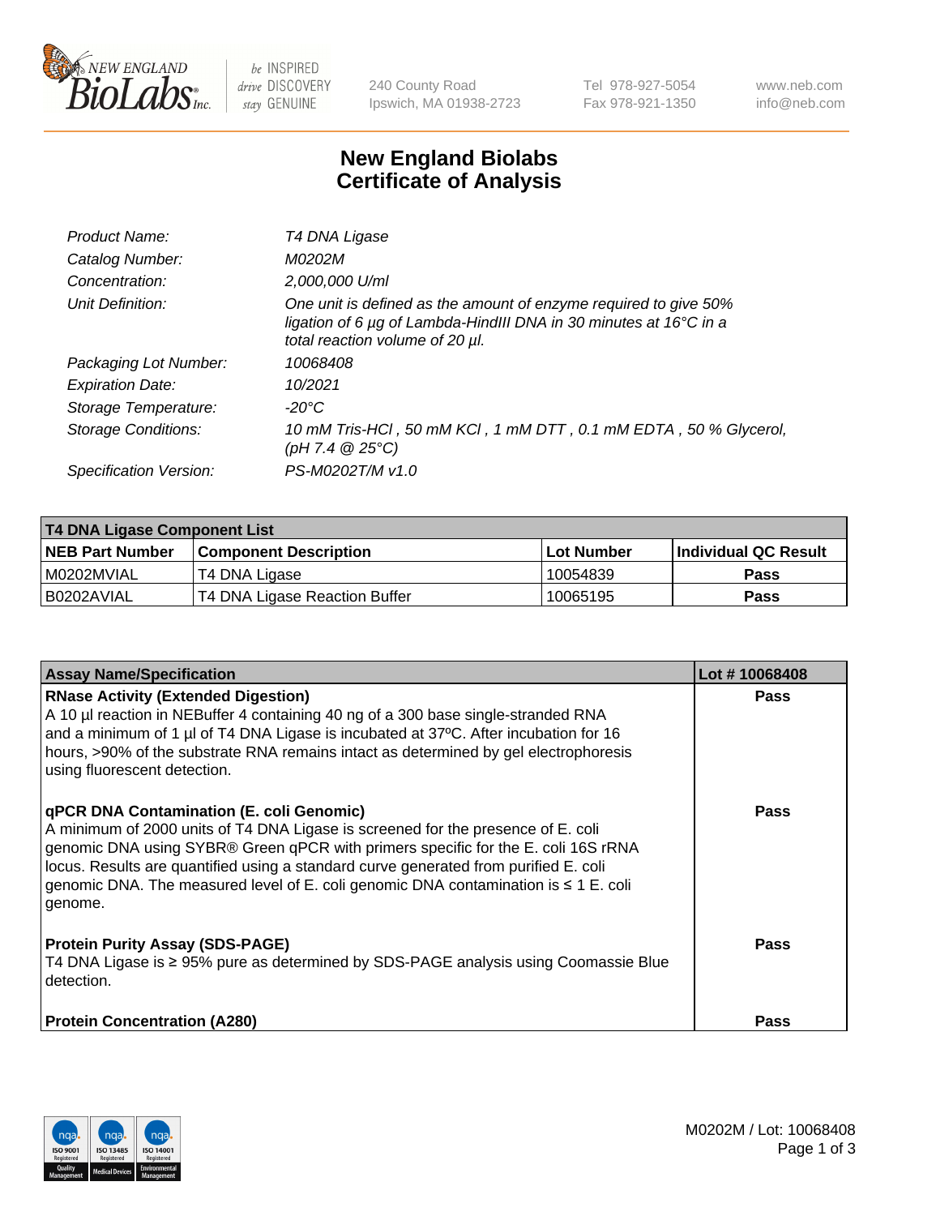240 County Road
Ipswich, MA 01938-2723

Tel 978-927-5054
Fax 978-921-1350

www.neb.com
info@neb.com

# New England Biolabs
# Certificate of Analysis

| | |
|---|---|
| *Product Name:* | *T4 DNA Ligase* |
| *Catalog Number:* | *M0202M* |
| *Concentration:* | *2,000,000 U/ml* |
| *Unit Definition:* | *One unit is defined as the amount of enzyme required to give 50% ligation of 6 µg of Lambda-HindIII DNA in 30 minutes at 16°C in a total reaction volume of 20 µl.* |
| *Packaging Lot Number:* | *10068408* |
| *Expiration Date:* | *10/2021* |
| *Storage Temperature:* | *-20°C* |
| *Storage Conditions:* | *10 mM Tris-HCl , 50 mM KCl , 1 mM DTT , 0.1 mM EDTA , 50 % Glycerol, (pH 7.4 @ 25°C)* |
| *Specification Version:* | *PS-M0202T/M v1.0* |

| T4 DNA Ligase Component List | | | |
|---|---|---|---|
| **NEB Part Number** | **Component Description** | **Lot Number** | **Individual QC Result** |
| M0202MVIAL | T4 DNA Ligase | 10054839 | **Pass** |
| B0202AVIAL | T4 DNA Ligase Reaction Buffer | 10065195 | **Pass** |

| Assay Name/Specification | Lot # 10068408 |
|---|---|
| **RNase Activity (Extended Digestion)**<br>A 10 µl reaction in NEBuffer 4 containing 40 ng of a 300 base single-stranded RNA and a minimum of 1 µl of T4 DNA Ligase is incubated at 37ºC. After incubation for 16 hours, >90% of the substrate RNA remains intact as determined by gel electrophoresis using fluorescent detection. | **Pass** |
| **qPCR DNA Contamination (E. coli Genomic)**<br>A minimum of 2000 units of T4 DNA Ligase is screened for the presence of E. coli genomic DNA using SYBR® Green qPCR with primers specific for the E. coli 16S rRNA locus. Results are quantified using a standard curve generated from purified E. coli genomic DNA. The measured level of E. coli genomic DNA contamination is ≤ 1 E. coli genome. | **Pass** |
| **Protein Purity Assay (SDS-PAGE)**<br>T4 DNA Ligase is ≥ 95% pure as determined by SDS-PAGE analysis using Coomassie Blue detection. | **Pass** |
| **Protein Concentration (A280)** | **Pass** |

M0202M / Lot: 10068408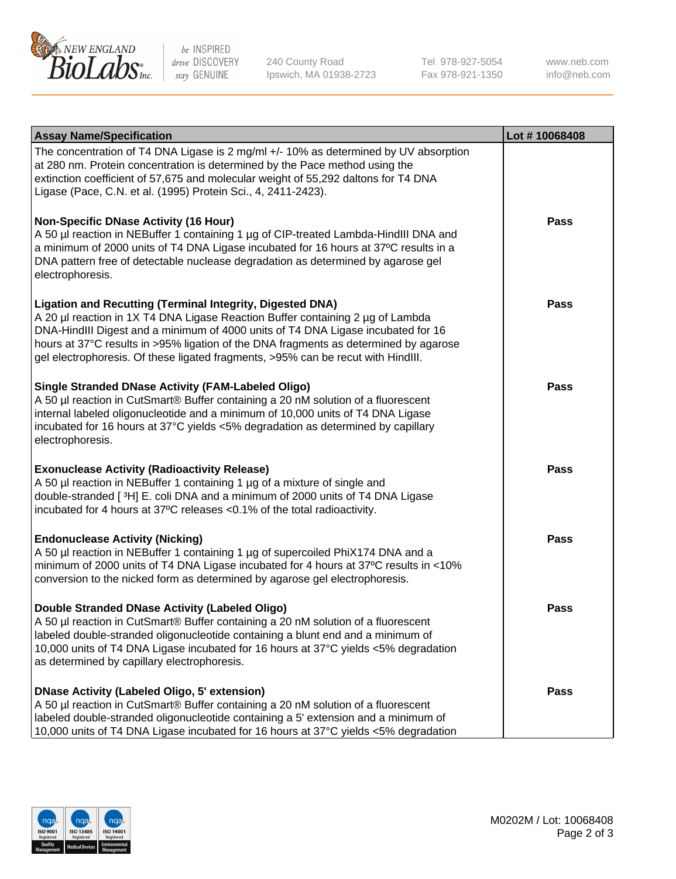| Assay Name/Specification | Lot # 10068408 |
|---|---|
| The concentration of T4 DNA Ligase is 2 mg/ml +/- 10% as determined by UV absorption at 280 nm. Protein concentration is determined by the Pace method using the extinction coefficient of 57,675 and molecular weight of 55,292 daltons for T4 DNA Ligase (Pace, C.N. et al. (1995) Protein Sci., 4, 2411-2423). | |
| **Non-Specific DNase Activity (16 Hour)**<br>A 50 µl reaction in NEBuffer 1 containing 1 µg of CIP-treated Lambda-HindIII DNA and a minimum of 2000 units of T4 DNA Ligase incubated for 16 hours at 37ºC results in a DNA pattern free of detectable nuclease degradation as determined by agarose gel electrophoresis. | **Pass** |
| **Ligation and Recutting (Terminal Integrity, Digested DNA)**<br>A 20 µl reaction in 1X T4 DNA Ligase Reaction Buffer containing 2 µg of Lambda DNA-HindIII Digest and a minimum of 4000 units of T4 DNA Ligase incubated for 16 hours at 37°C results in >95% ligation of the DNA fragments as determined by agarose gel electrophoresis. Of these ligated fragments, >95% can be recut with HindIII. | **Pass** |
| **Single Stranded DNase Activity (FAM-Labeled Oligo)**<br>A 50 µl reaction in CutSmart® Buffer containing a 20 nM solution of a fluorescent internal labeled oligonucleotide and a minimum of 10,000 units of T4 DNA Ligase incubated for 16 hours at 37°C yields <5% degradation as determined by capillary electrophoresis. | **Pass** |
| **Exonuclease Activity (Radioactivity Release)**<br>A 50 µl reaction in NEBuffer 1 containing 1 µg of a mixture of single and double-stranded [ $^{3}$H] E. coli DNA and a minimum of 2000 units of T4 DNA Ligase incubated for 4 hours at 37ºC releases <0.1% of the total radioactivity. | **Pass** |
| **Endonuclease Activity (Nicking)**<br>A 50 µl reaction in NEBuffer 1 containing 1 µg of supercoiled PhiX174 DNA and a minimum of 2000 units of T4 DNA Ligase incubated for 4 hours at 37ºC results in <10% conversion to the nicked form as determined by agarose gel electrophoresis. | **Pass** |
| **Double Stranded DNase Activity (Labeled Oligo)**<br>A 50 µl reaction in CutSmart® Buffer containing a 20 nM solution of a fluorescent labeled double-stranded oligonucleotide containing a blunt end and a minimum of 10,000 units of T4 DNA Ligase incubated for 16 hours at 37°C yields <5% degradation as determined by capillary electrophoresis. | **Pass** |
| **DNase Activity (Labeled Oligo, 5' extension)**<br>A 50 µl reaction in CutSmart® Buffer containing a 20 nM solution of a fluorescent labeled double-stranded oligonucleotide containing a 5' extension and a minimum of 10,000 units of T4 DNA Ligase incubated for 16 hours at 37°C yields <5% degradation | **Pass** |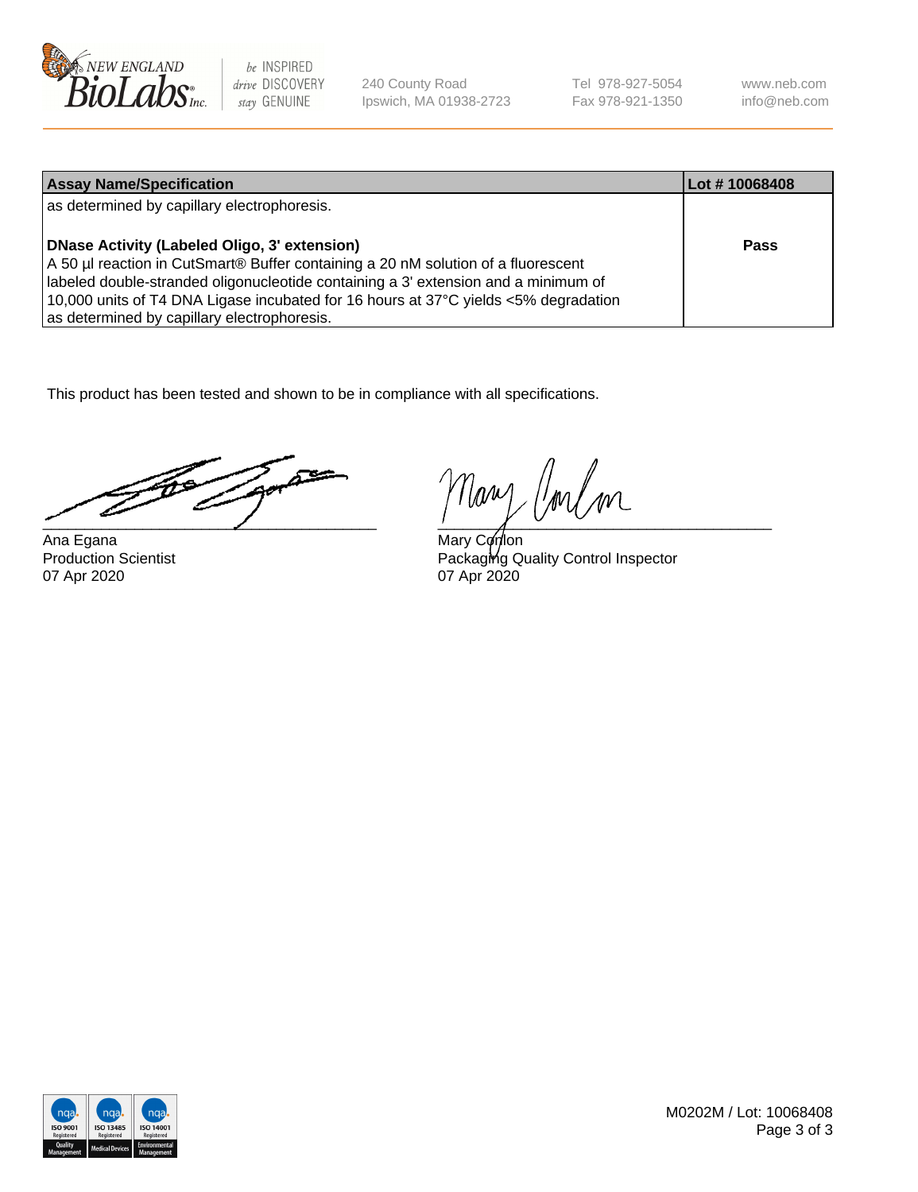| Assay Name/Specification | Lot # 10068408 |
|---|---|
| as determined by capillary electrophoresis. | |
| **DNase Activity (Labeled Oligo, 3' extension)**<br>A 50 µl reaction in CutSmart® Buffer containing a 20 nM solution of a fluorescent labeled double-stranded oligonucleotide containing a 3' extension and a minimum of 10,000 units of T4 DNA Ligase incubated for 16 hours at 37°C yields <5% degradation as determined by capillary electrophoresis. | **Pass** |

This product has been tested and shown to be in compliance with all specifications.

Ana Egana
Production Scientist
07 Apr 2020

Mary Conlon
Packaging Quality Control Inspector
07 Apr 2020

M0202M / Lot: 10068408